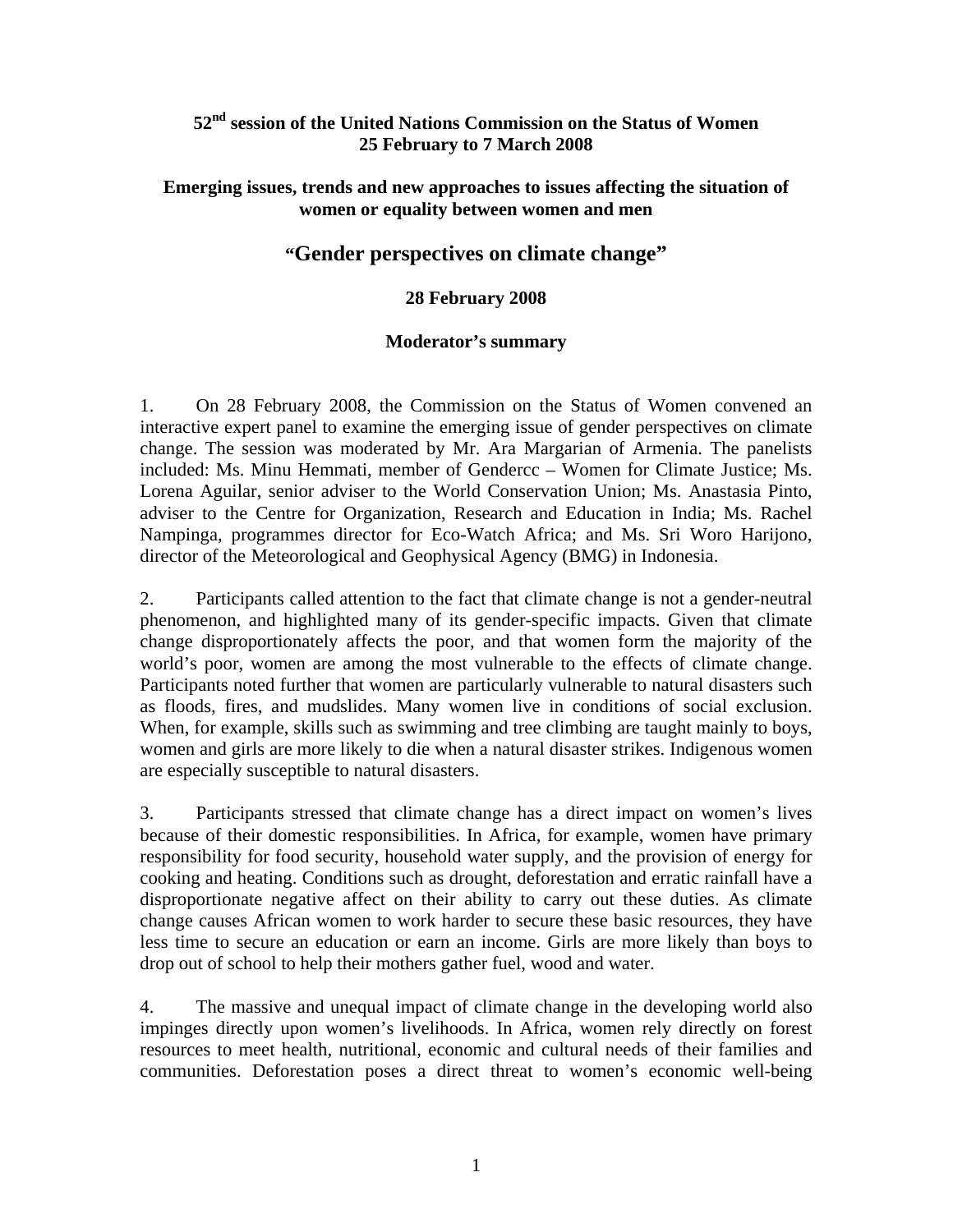**52nd session of the United Nations Commission on the Status of Women**
**25 February to 7 March 2008**

**Emerging issues, trends and new approaches to issues affecting the situation of women or equality between women and men**

# "Gender perspectives on climate change"

**28 February 2008**

**Moderator's summary**

1. On 28 February 2008, the Commission on the Status of Women convened an interactive expert panel to examine the emerging issue of gender perspectives on climate change. The session was moderated by Mr. Ara Margarian of Armenia. The panelists included: Ms. Minu Hemmati, member of Gendercc – Women for Climate Justice; Ms. Lorena Aguilar, senior adviser to the World Conservation Union; Ms. Anastasia Pinto, adviser to the Centre for Organization, Research and Education in India; Ms. Rachel Nampinga, programmes director for Eco-Watch Africa; and Ms. Sri Woro Harijono, director of the Meteorological and Geophysical Agency (BMG) in Indonesia.

2. Participants called attention to the fact that climate change is not a gender-neutral phenomenon, and highlighted many of its gender-specific impacts. Given that climate change disproportionately affects the poor, and that women form the majority of the world's poor, women are among the most vulnerable to the effects of climate change. Participants noted further that women are particularly vulnerable to natural disasters such as floods, fires, and mudslides. Many women live in conditions of social exclusion. When, for example, skills such as swimming and tree climbing are taught mainly to boys, women and girls are more likely to die when a natural disaster strikes. Indigenous women are especially susceptible to natural disasters.

3. Participants stressed that climate change has a direct impact on women's lives because of their domestic responsibilities. In Africa, for example, women have primary responsibility for food security, household water supply, and the provision of energy for cooking and heating. Conditions such as drought, deforestation and erratic rainfall have a disproportionate negative affect on their ability to carry out these duties. As climate change causes African women to work harder to secure these basic resources, they have less time to secure an education or earn an income. Girls are more likely than boys to drop out of school to help their mothers gather fuel, wood and water.

4. The massive and unequal impact of climate change in the developing world also impinges directly upon women's livelihoods. In Africa, women rely directly on forest resources to meet health, nutritional, economic and cultural needs of their families and communities. Deforestation poses a direct threat to women's economic well-being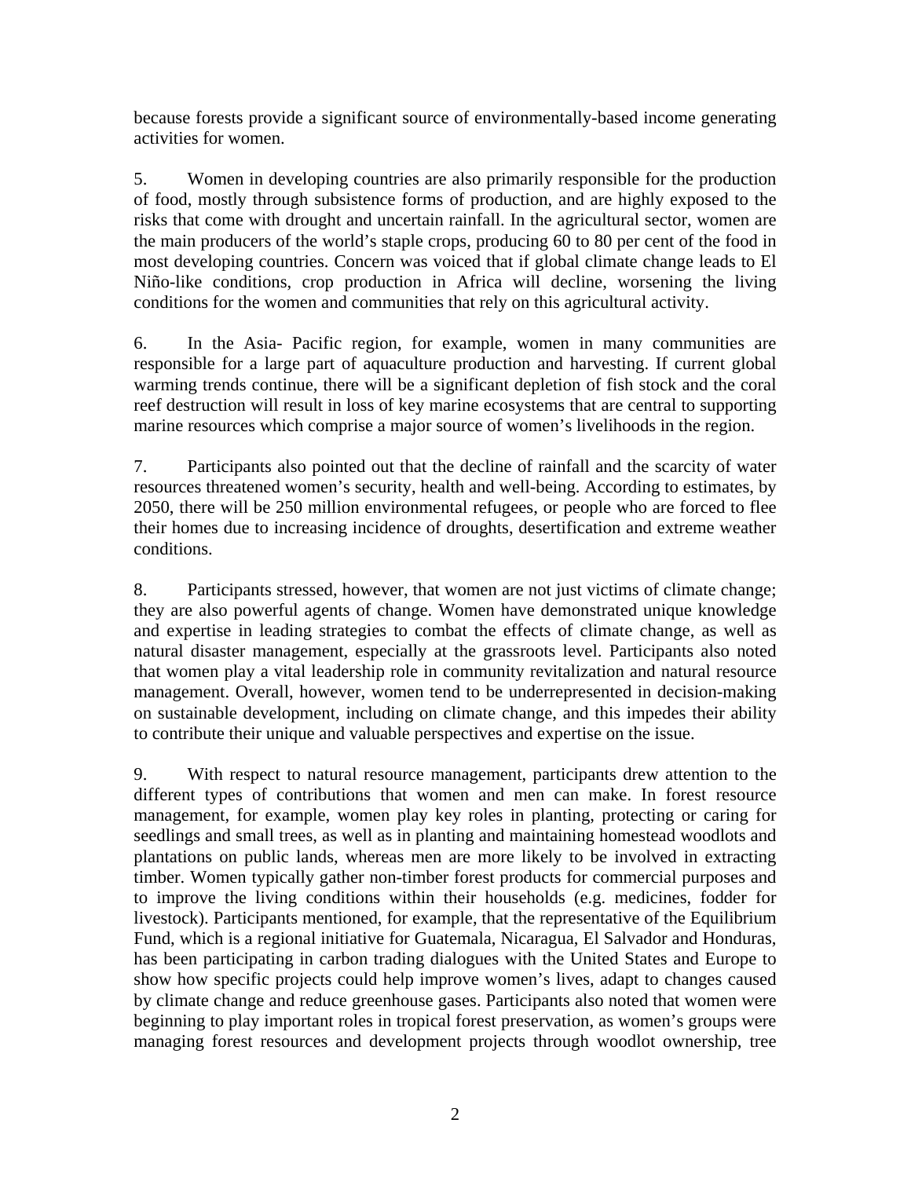because forests provide a significant source of environmentally-based income generating activities for women.

5. Women in developing countries are also primarily responsible for the production of food, mostly through subsistence forms of production, and are highly exposed to the risks that come with drought and uncertain rainfall. In the agricultural sector, women are the main producers of the world's staple crops, producing 60 to 80 per cent of the food in most developing countries. Concern was voiced that if global climate change leads to El Niño-like conditions, crop production in Africa will decline, worsening the living conditions for the women and communities that rely on this agricultural activity.

6. In the Asia- Pacific region, for example, women in many communities are responsible for a large part of aquaculture production and harvesting. If current global warming trends continue, there will be a significant depletion of fish stock and the coral reef destruction will result in loss of key marine ecosystems that are central to supporting marine resources which comprise a major source of women's livelihoods in the region.

7. Participants also pointed out that the decline of rainfall and the scarcity of water resources threatened women's security, health and well-being. According to estimates, by 2050, there will be 250 million environmental refugees, or people who are forced to flee their homes due to increasing incidence of droughts, desertification and extreme weather conditions.

8. Participants stressed, however, that women are not just victims of climate change; they are also powerful agents of change. Women have demonstrated unique knowledge and expertise in leading strategies to combat the effects of climate change, as well as natural disaster management, especially at the grassroots level. Participants also noted that women play a vital leadership role in community revitalization and natural resource management. Overall, however, women tend to be underrepresented in decision-making on sustainable development, including on climate change, and this impedes their ability to contribute their unique and valuable perspectives and expertise on the issue.

9. With respect to natural resource management, participants drew attention to the different types of contributions that women and men can make. In forest resource management, for example, women play key roles in planting, protecting or caring for seedlings and small trees, as well as in planting and maintaining homestead woodlots and plantations on public lands, whereas men are more likely to be involved in extracting timber. Women typically gather non-timber forest products for commercial purposes and to improve the living conditions within their households (e.g. medicines, fodder for livestock). Participants mentioned, for example, that the representative of the Equilibrium Fund, which is a regional initiative for Guatemala, Nicaragua, El Salvador and Honduras, has been participating in carbon trading dialogues with the United States and Europe to show how specific projects could help improve women's lives, adapt to changes caused by climate change and reduce greenhouse gases. Participants also noted that women were beginning to play important roles in tropical forest preservation, as women's groups were managing forest resources and development projects through woodlot ownership, tree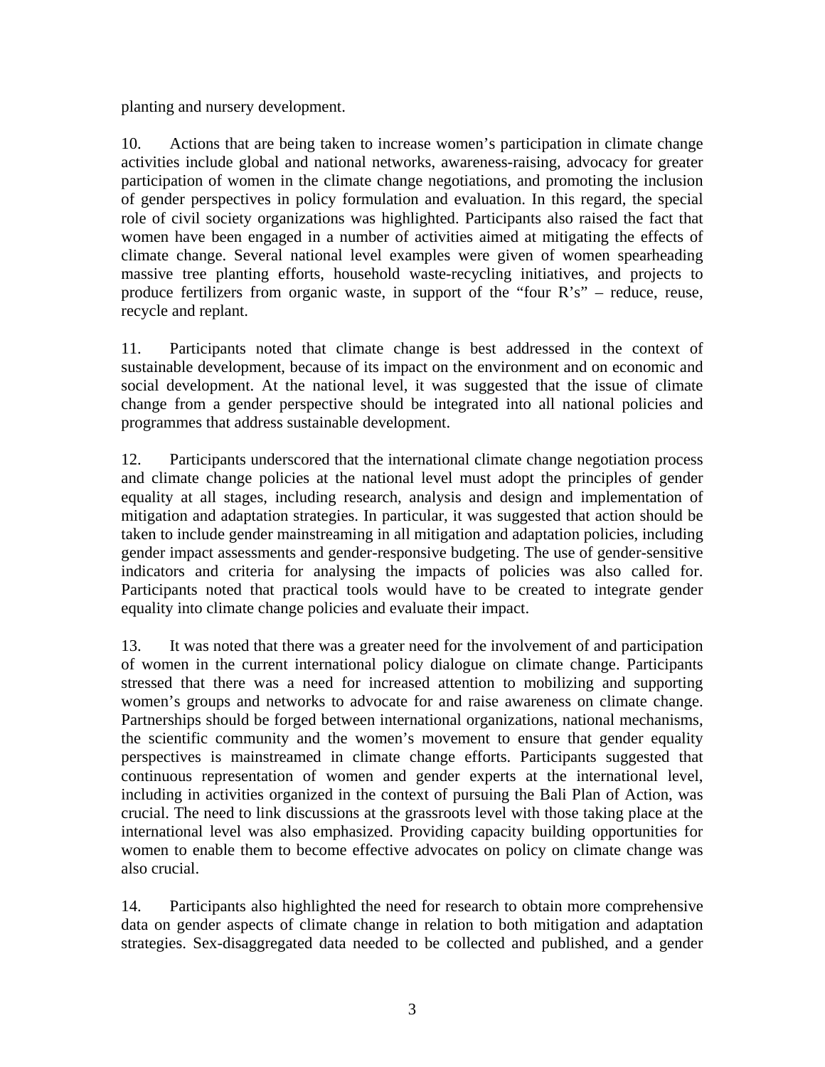planting and nursery development.

10. Actions that are being taken to increase women's participation in climate change activities include global and national networks, awareness-raising, advocacy for greater participation of women in the climate change negotiations, and promoting the inclusion of gender perspectives in policy formulation and evaluation. In this regard, the special role of civil society organizations was highlighted. Participants also raised the fact that women have been engaged in a number of activities aimed at mitigating the effects of climate change. Several national level examples were given of women spearheading massive tree planting efforts, household waste-recycling initiatives, and projects to produce fertilizers from organic waste, in support of the "four R's" – reduce, reuse, recycle and replant.

11. Participants noted that climate change is best addressed in the context of sustainable development, because of its impact on the environment and on economic and social development. At the national level, it was suggested that the issue of climate change from a gender perspective should be integrated into all national policies and programmes that address sustainable development.

12. Participants underscored that the international climate change negotiation process and climate change policies at the national level must adopt the principles of gender equality at all stages, including research, analysis and design and implementation of mitigation and adaptation strategies. In particular, it was suggested that action should be taken to include gender mainstreaming in all mitigation and adaptation policies, including gender impact assessments and gender-responsive budgeting. The use of gender-sensitive indicators and criteria for analysing the impacts of policies was also called for. Participants noted that practical tools would have to be created to integrate gender equality into climate change policies and evaluate their impact.

13. It was noted that there was a greater need for the involvement of and participation of women in the current international policy dialogue on climate change. Participants stressed that there was a need for increased attention to mobilizing and supporting women's groups and networks to advocate for and raise awareness on climate change. Partnerships should be forged between international organizations, national mechanisms, the scientific community and the women's movement to ensure that gender equality perspectives is mainstreamed in climate change efforts. Participants suggested that continuous representation of women and gender experts at the international level, including in activities organized in the context of pursuing the Bali Plan of Action, was crucial. The need to link discussions at the grassroots level with those taking place at the international level was also emphasized. Providing capacity building opportunities for women to enable them to become effective advocates on policy on climate change was also crucial.

14. Participants also highlighted the need for research to obtain more comprehensive data on gender aspects of climate change in relation to both mitigation and adaptation strategies. Sex-disaggregated data needed to be collected and published, and a gender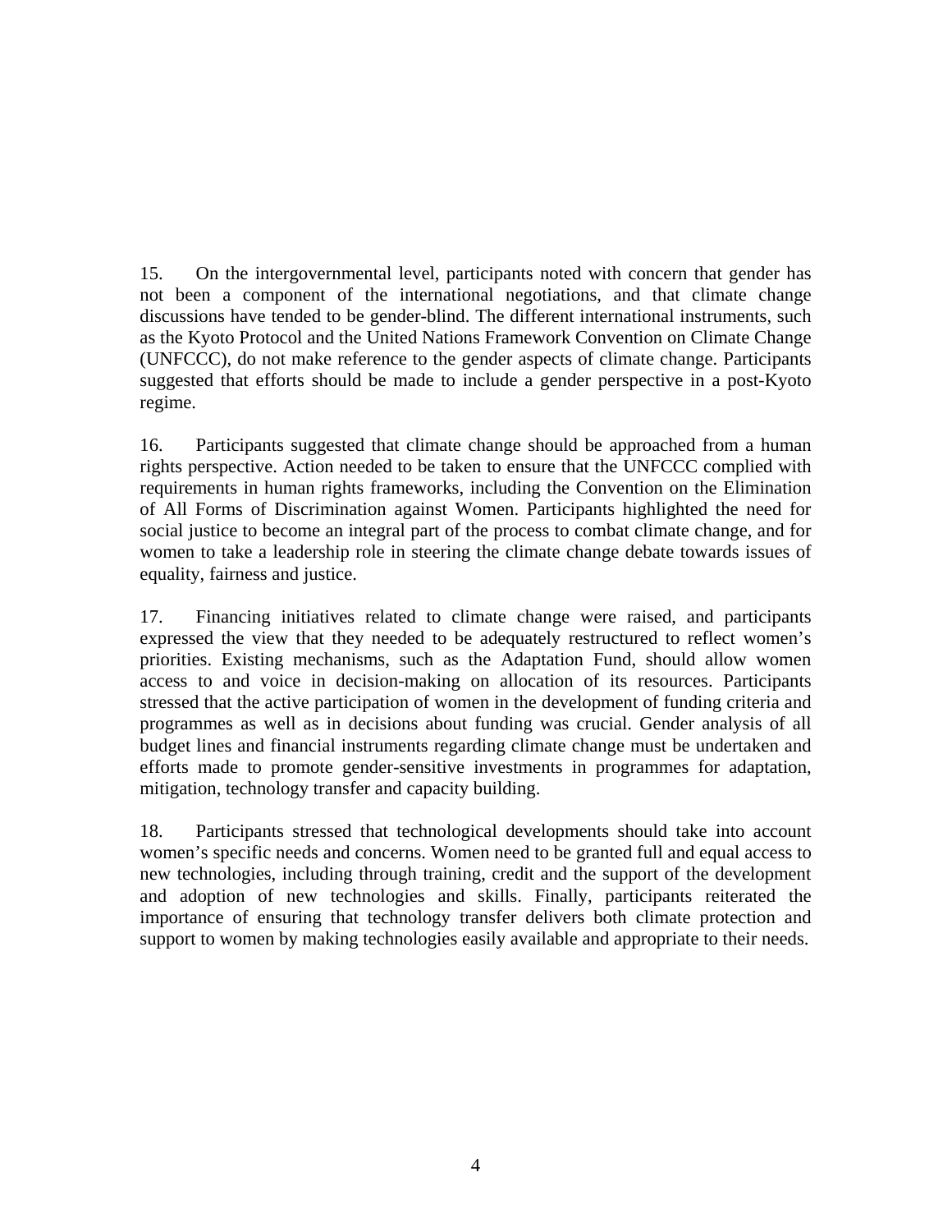15. On the intergovernmental level, participants noted with concern that gender has not been a component of the international negotiations, and that climate change discussions have tended to be gender-blind. The different international instruments, such as the Kyoto Protocol and the United Nations Framework Convention on Climate Change (UNFCCC), do not make reference to the gender aspects of climate change. Participants suggested that efforts should be made to include a gender perspective in a post-Kyoto regime.

16. Participants suggested that climate change should be approached from a human rights perspective. Action needed to be taken to ensure that the UNFCCC complied with requirements in human rights frameworks, including the Convention on the Elimination of All Forms of Discrimination against Women. Participants highlighted the need for social justice to become an integral part of the process to combat climate change, and for women to take a leadership role in steering the climate change debate towards issues of equality, fairness and justice.

17. Financing initiatives related to climate change were raised, and participants expressed the view that they needed to be adequately restructured to reflect women's priorities. Existing mechanisms, such as the Adaptation Fund, should allow women access to and voice in decision-making on allocation of its resources. Participants stressed that the active participation of women in the development of funding criteria and programmes as well as in decisions about funding was crucial. Gender analysis of all budget lines and financial instruments regarding climate change must be undertaken and efforts made to promote gender-sensitive investments in programmes for adaptation, mitigation, technology transfer and capacity building.

18. Participants stressed that technological developments should take into account women's specific needs and concerns. Women need to be granted full and equal access to new technologies, including through training, credit and the support of the development and adoption of new technologies and skills. Finally, participants reiterated the importance of ensuring that technology transfer delivers both climate protection and support to women by making technologies easily available and appropriate to their needs.